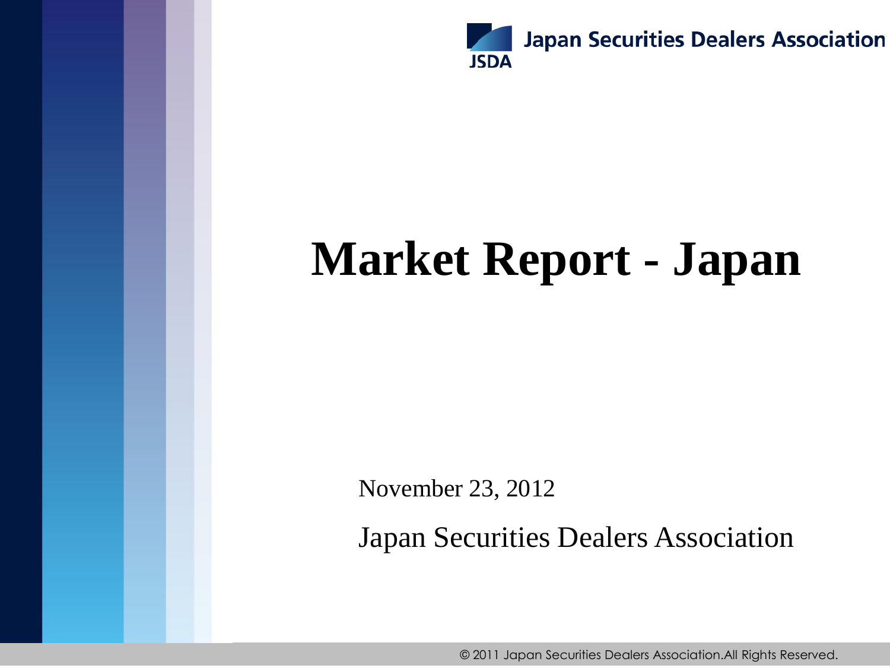Japan Securities Dealers Association

# Market Report - Japan

November 23, 2012

Japan Securities Dealers Association

© 2011 Japan Securities Dealers Association.All Rights Reserved.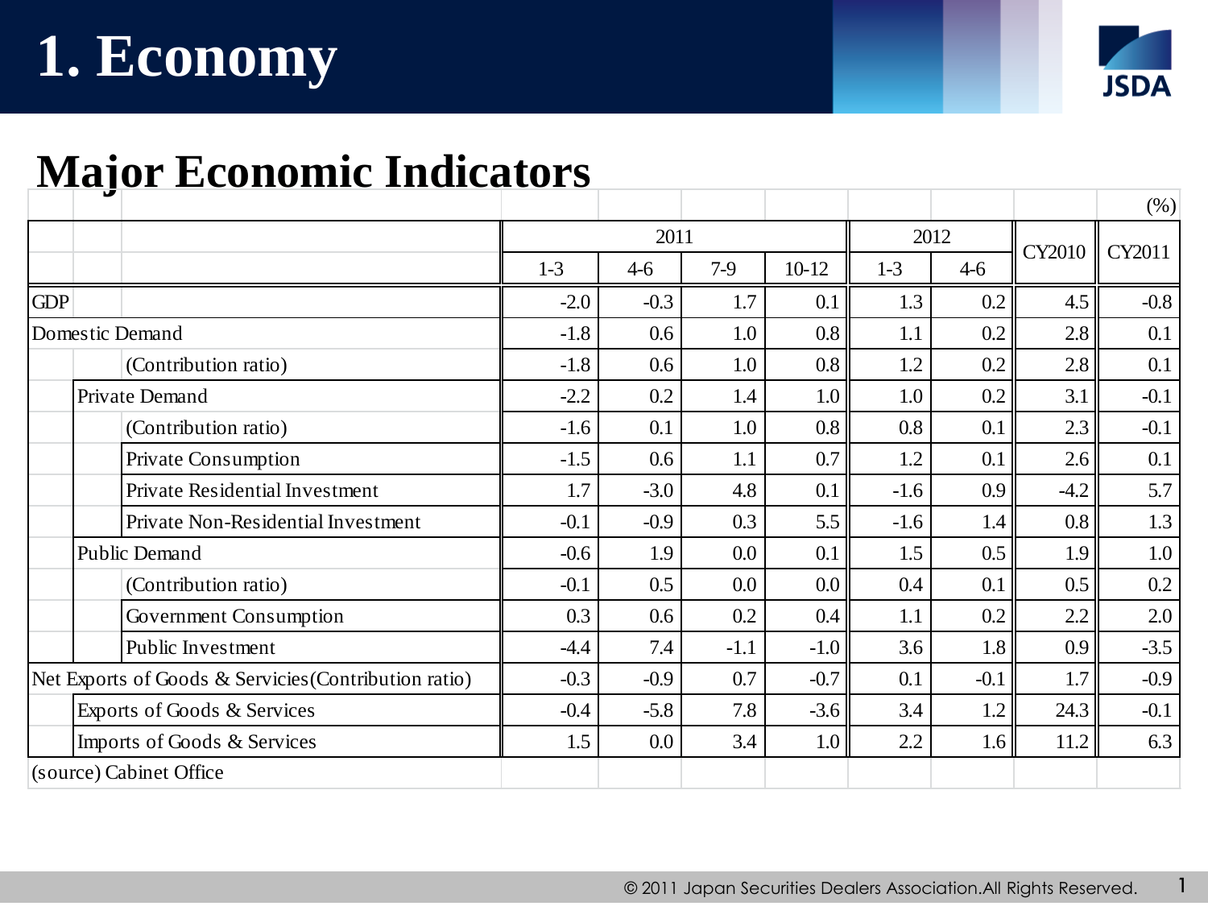# 1. Economy

## Major Economic Indicators

(%)

| | 2011 | | | | 2012 | | CY2010 | CY2011 |
|---|---|---|---|---|---|---|---|---|
| | 1-3 | 4-6 | 7-9 | 10-12 | 1-3 | 4-6 | | |
| GDP | -2.0 | -0.3 | 1.7 | 0.1 | 1.3 | 0.2 | 4.5 | -0.8 |
| Domestic Demand | -1.8 | 0.6 | 1.0 | 0.8 | 1.1 | 0.2 | 2.8 | 0.1 |
| (Contribution ratio) | -1.8 | 0.6 | 1.0 | 0.8 | 1.2 | 0.2 | 2.8 | 0.1 |
| Private Demand | -2.2 | 0.2 | 1.4 | 1.0 | 1.0 | 0.2 | 3.1 | -0.1 |
| (Contribution ratio) | -1.6 | 0.1 | 1.0 | 0.8 | 0.8 | 0.1 | 2.3 | -0.1 |
| Private Consumption | -1.5 | 0.6 | 1.1 | 0.7 | 1.2 | 0.1 | 2.6 | 0.1 |
| Private Residential Investment | 1.7 | -3.0 | 4.8 | 0.1 | -1.6 | 0.9 | -4.2 | 5.7 |
| Private Non-Residential Investment | -0.1 | -0.9 | 0.3 | 5.5 | -1.6 | 1.4 | 0.8 | 1.3 |
| Public Demand | -0.6 | 1.9 | 0.0 | 0.1 | 1.5 | 0.5 | 1.9 | 1.0 |
| (Contribution ratio) | -0.1 | 0.5 | 0.0 | 0.0 | 0.4 | 0.1 | 0.5 | 0.2 |
| Government Consumption | 0.3 | 0.6 | 0.2 | 0.4 | 1.1 | 0.2 | 2.2 | 2.0 |
| Public Investment | -4.4 | 7.4 | -1.1 | -1.0 | 3.6 | 1.8 | 0.9 | -3.5 |
| Net Exports of Goods & Servicies(Contribution ratio) | -0.3 | -0.9 | 0.7 | -0.7 | 0.1 | -0.1 | 1.7 | -0.9 |
| Exports of Goods & Services | -0.4 | -5.8 | 7.8 | -3.6 | 3.4 | 1.2 | 24.3 | -0.1 |
| Imports of Goods & Services | 1.5 | 0.0 | 3.4 | 1.0 | 2.2 | 1.6 | 11.2 | 6.3 |

(source) Cabinet Office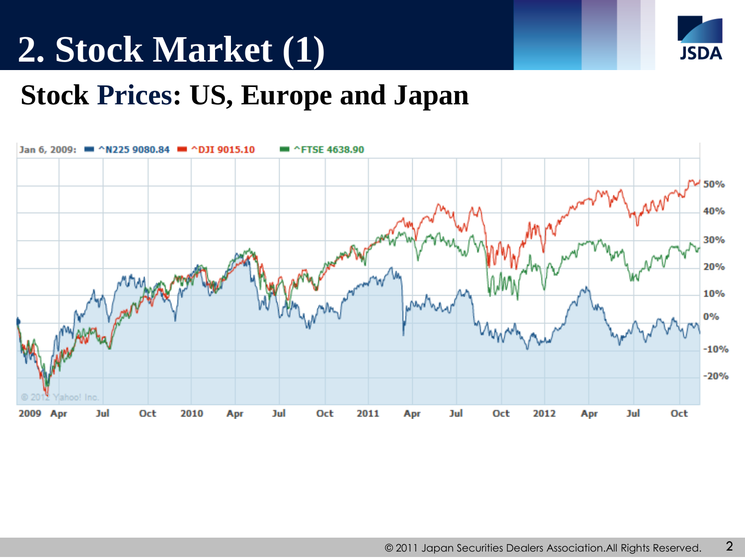# 2. Stock Market (1)

## Stock Prices: US, Europe and Japan

Jan 6, 2009: ^N225 9080.84 ^DJI 9015.10 ^FTSE 4638.90

50%
40%
30%
20%
10%
0%
-10%
-20%

© 2012 Yahoo! Inc.

2009 Apr Jul Oct 2010 Apr Jul Oct 2011 Apr Jul Oct 2012 Apr Jul Oct

© 2011 Japan Securities Dealers Association.All Rights Reserved.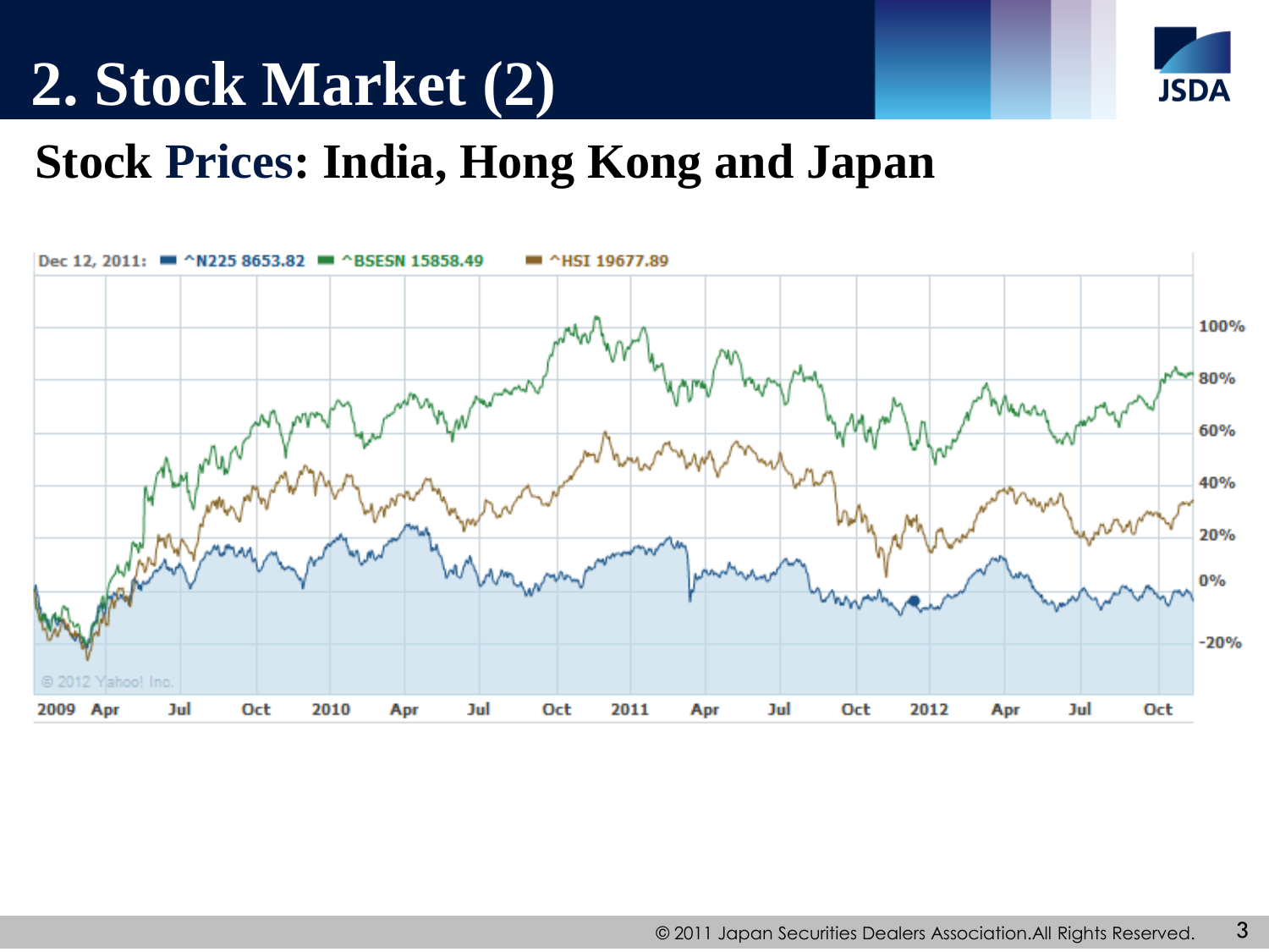# 2. Stock Market (2)

## Stock Prices: India, Hong Kong and Japan

Dec 12, 2011: ^N225 8653.82 ^BSESN 15858.49 ^HSI 19677.89

100%
80%
60%
40%
20%
0%
-20%

© 2012 Yahoo! Inc.

2009 Apr Jul Oct 2010 Apr Jul Oct 2011 Apr Jul Oct 2012 Apr Jul Oct

© 2011 Japan Securities Dealers Association.All Rights Reserved.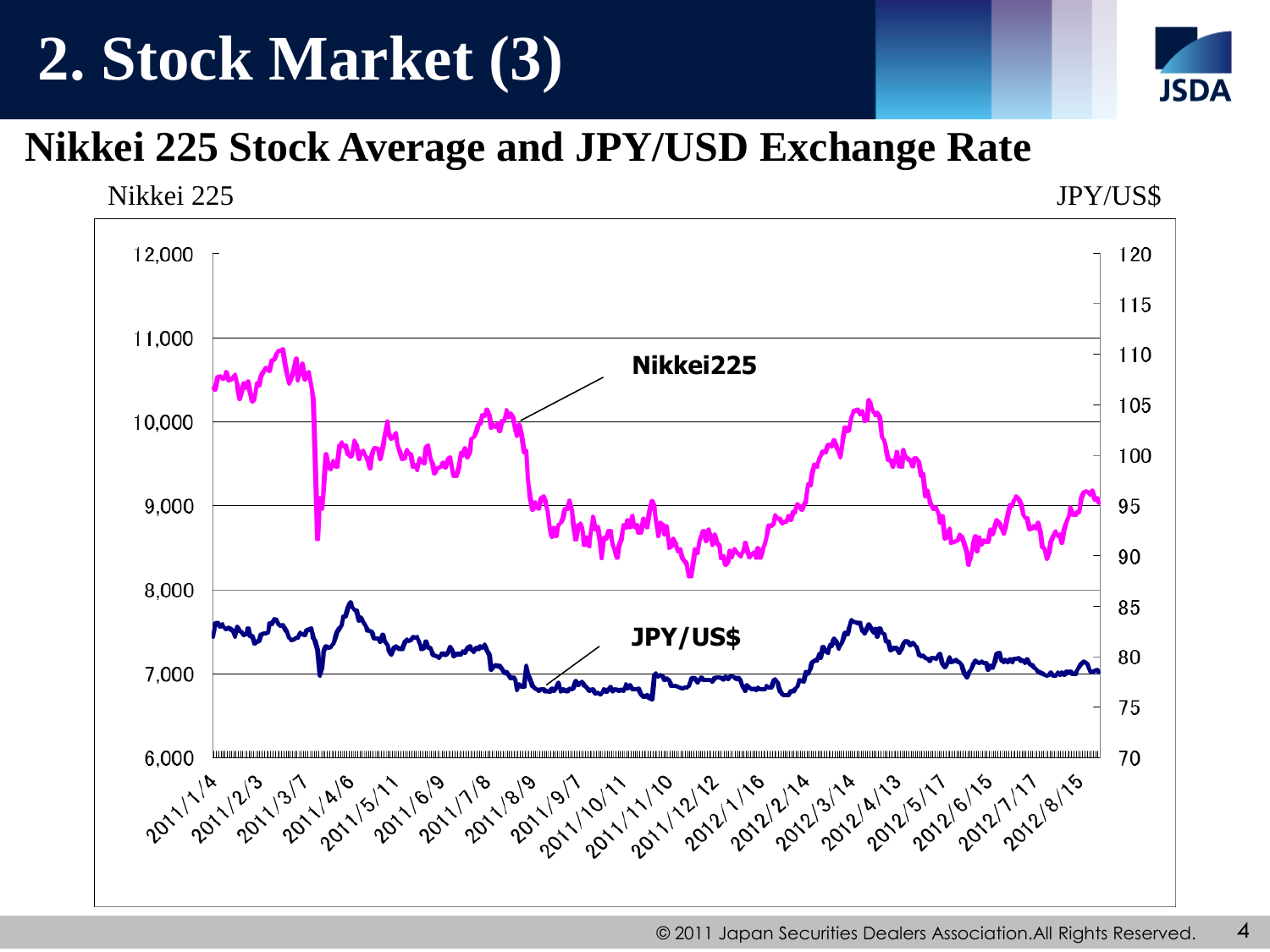# 2. Stock Market (3)

## Nikkei 225 Stock Average and JPY/USD Exchange Rate

Nikkei 225 | JPY/US$

Nikkei225

JPY/US$

12,000 | 11,000 | 10,000 | 9,000 | 8,000 | 7,000 | 6,000

120 | 115 | 110 | 105 | 100 | 95 | 90 | 85 | 80 | 75 | 70

2011/1/4, 2011/2/3, 2011/3/7, 2011/4/6, 2011/5/11, 2011/6/9, 2011/7/8, 2011/8/9, 2011/9/7, 2011/10/11, 2011/11/10, 2011/12/12, 2012/1/16, 2012/2/14, 2012/3/14, 2012/4/13, 2012/5/17, 2012/6/15, 2012/7/17, 2012/8/15

© 2011 Japan Securities Dealers Association.All Rights Reserved.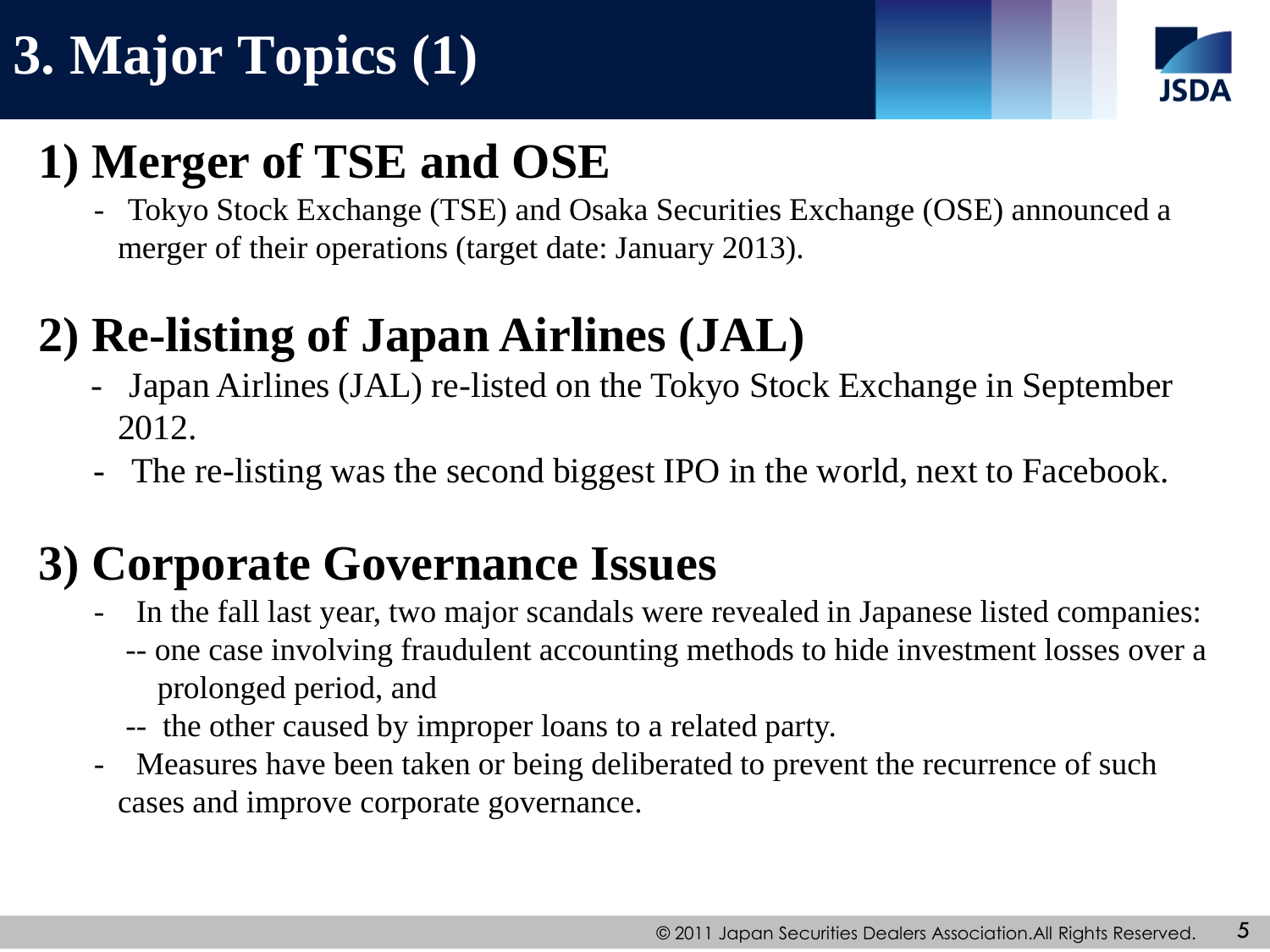# 3. Major Topics (1)

## 1) Merger of TSE and OSE

- Tokyo Stock Exchange (TSE) and Osaka Securities Exchange (OSE) announced a merger of their operations (target date: January 2013).

## 2) Re-listing of Japan Airlines (JAL)

- Japan Airlines (JAL) re-listed on the Tokyo Stock Exchange in September 2012.
- The re-listing was the second biggest IPO in the world, next to Facebook.

## 3) Corporate Governance Issues

- In the fall last year, two major scandals were revealed in Japanese listed companies:
  -- one case involving fraudulent accounting methods to hide investment losses over a prolonged period, and
  -- the other caused by improper loans to a related party.
- Measures have been taken or being deliberated to prevent the recurrence of such cases and improve corporate governance.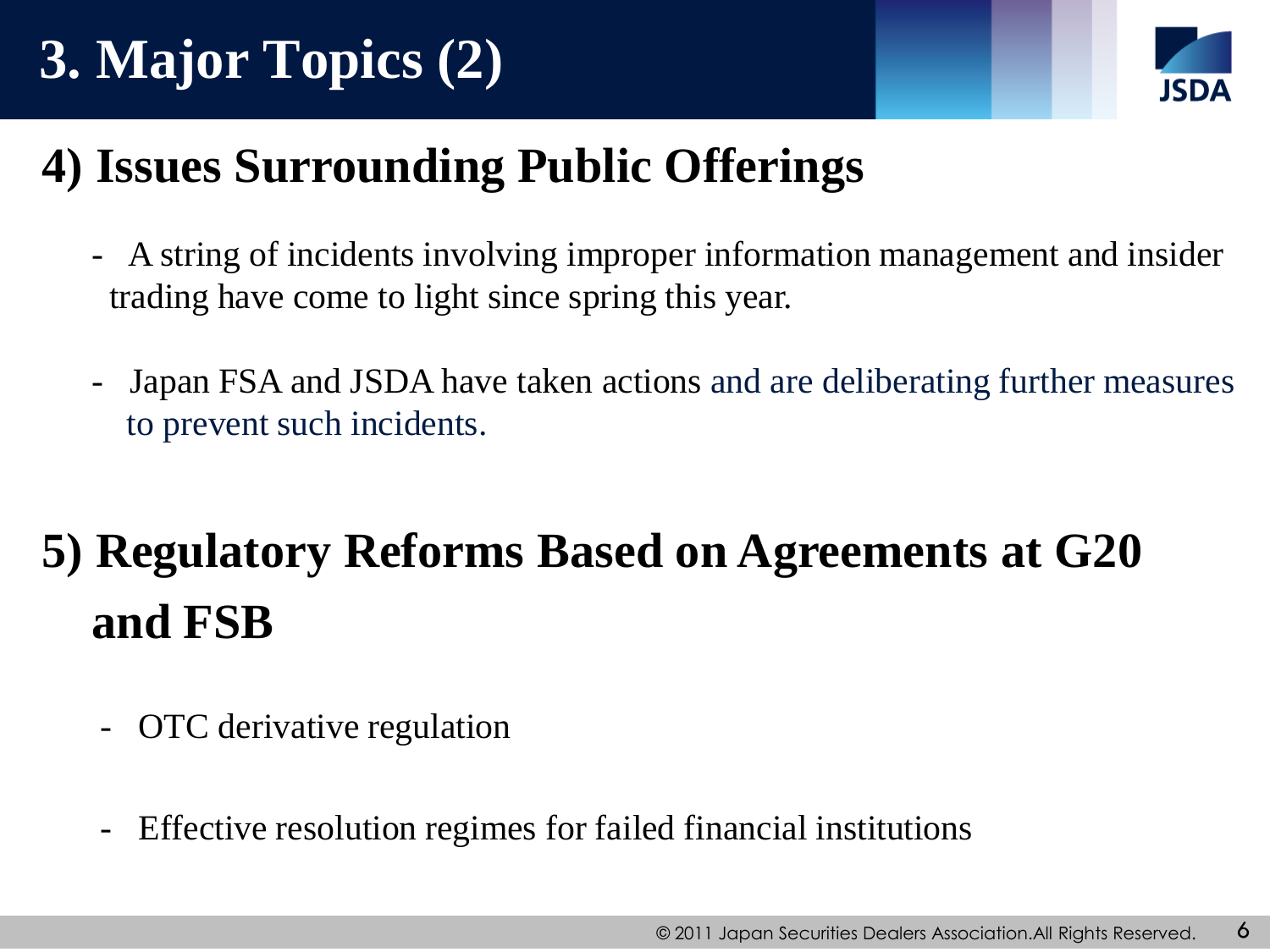# 3. Major Topics (2)

## 4) Issues Surrounding Public Offerings

- A string of incidents involving improper information management and insider trading have come to light since spring this year.
- Japan FSA and JSDA have taken actions and are deliberating further measures to prevent such incidents.

## 5) Regulatory Reforms Based on Agreements at G20 and FSB

- OTC derivative regulation
- Effective resolution regimes for failed financial institutions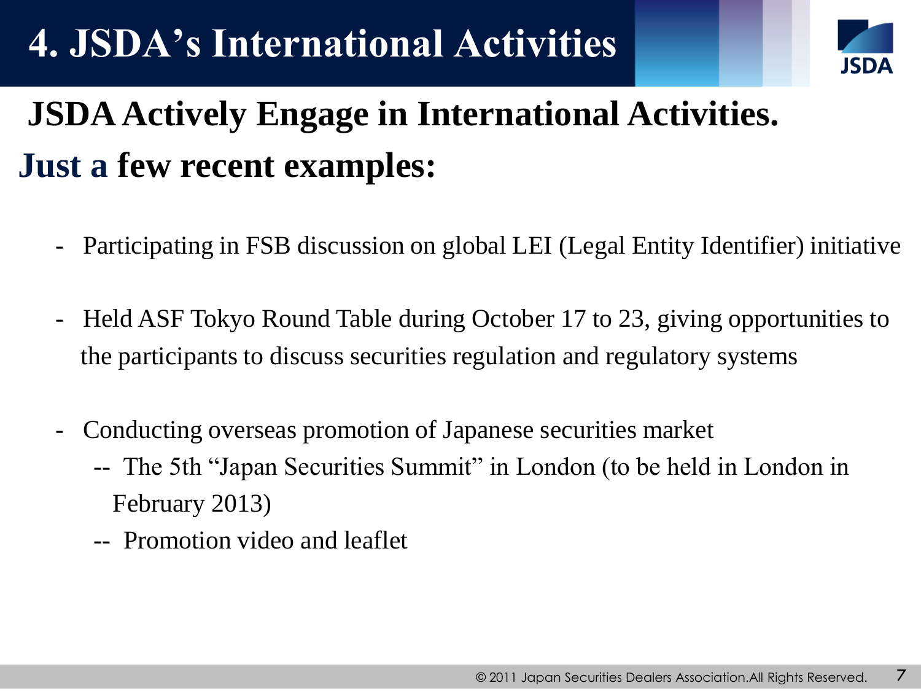# 4. JSDA's International Activities

## JSDA Actively Engage in International Activities.

## Just a few recent examples:

- Participating in FSB discussion on global LEI (Legal Entity Identifier) initiative

- Held ASF Tokyo Round Table during October 17 to 23, giving opportunities to the participants to discuss securities regulation and regulatory systems

- Conducting overseas promotion of Japanese securities market
  - The 5th "Japan Securities Summit" in London (to be held in London in February 2013)
  - Promotion video and leaflet